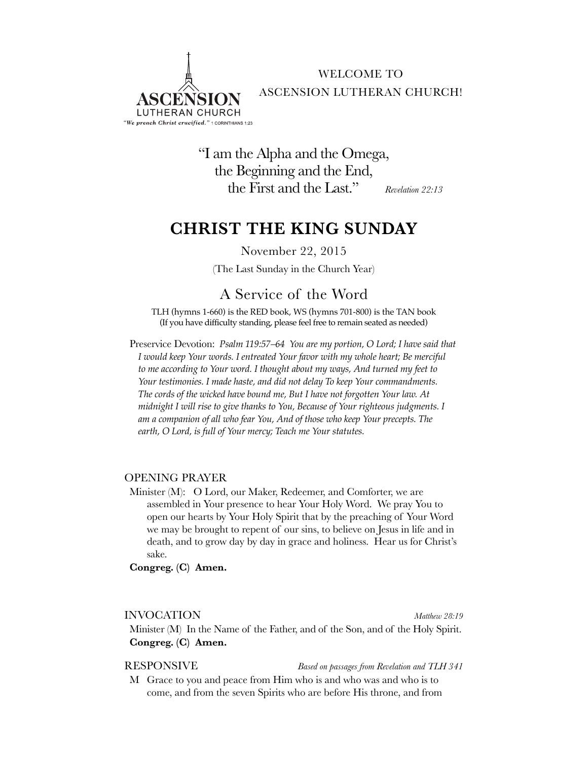ASCENSION
LUTHERAN CHURCH
"*We preach Christ crucified.*" 1 CORINTHIANS 1:23

WELCOME TO
ASCENSION LUTHERAN CHURCH!

"I am the Alpha and the Omega,
the Beginning and the End,
the First and the Last." *Revelation 22:13*

# CHRIST THE KING SUNDAY

November 22, 2015

(The Last Sunday in the Church Year)

## A Service of the Word

TLH (hymns 1-660) is the RED book, WS (hymns 701-800) is the TAN book
(If you have difficulty standing, please feel free to remain seated as needed)

Preservice Devotion: *Psalm 119:57–64 You are my portion, O Lord; I have said that I would keep Your words. I entreated Your favor with my whole heart; Be merciful to me according to Your word. I thought about my ways, And turned my feet to Your testimonies. I made haste, and did not delay To keep Your commandments. The cords of the wicked have bound me, But I have not forgotten Your law. At midnight I will rise to give thanks to You, Because of Your righteous judgments. I am a companion of all who fear You, And of those who keep Your precepts. The earth, O Lord, is full of Your mercy; Teach me Your statutes.*

### OPENING PRAYER

Minister (M): O Lord, our Maker, Redeemer, and Comforter, we are assembled in Your presence to hear Your Holy Word. We pray You to open our hearts by Your Holy Spirit that by the preaching of Your Word we may be brought to repent of our sins, to believe on Jesus in life and in death, and to grow day by day in grace and holiness. Hear us for Christ's sake.

**Congreg. (C) Amen.**

### INVOCATION *Matthew 28:19*

Minister (M) In the Name of the Father, and of the Son, and of the Holy Spirit.

**Congreg. (C) Amen.**

### RESPONSIVE *Based on passages from Revelation and TLH 341*

M Grace to you and peace from Him who is and who was and who is to come, and from the seven Spirits who are before His throne, and from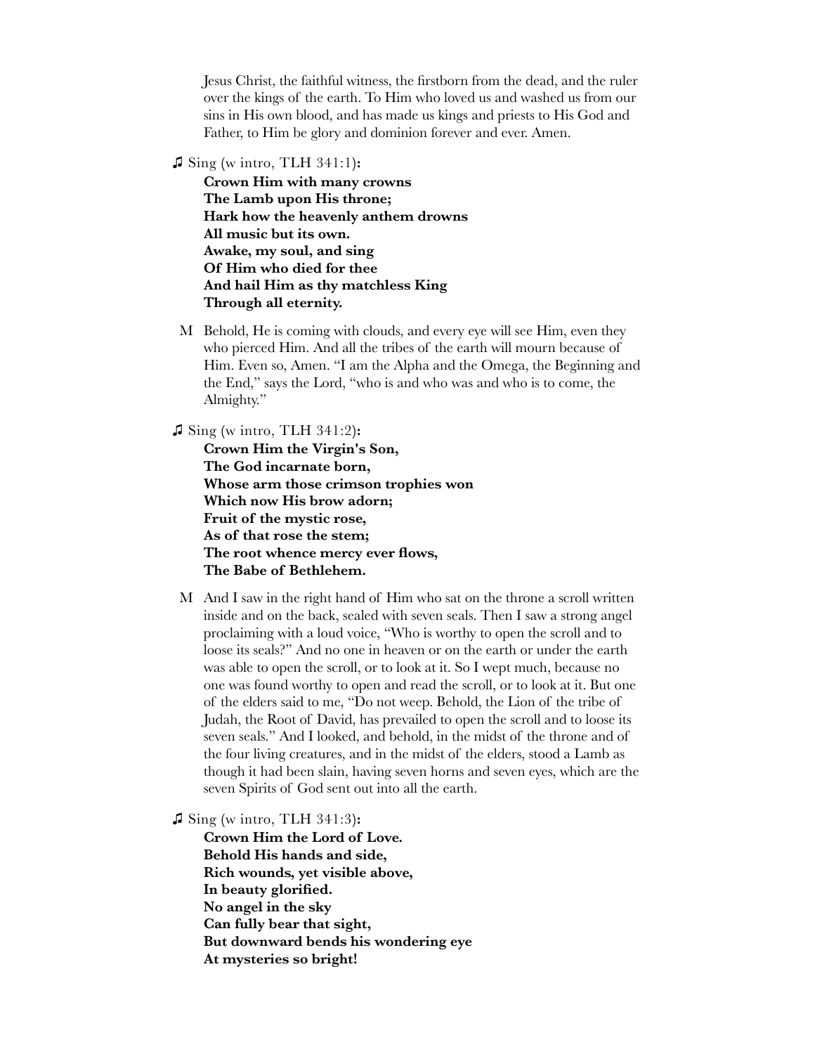Jesus Christ, the faithful witness, the firstborn from the dead, and the ruler over the kings of the earth. To Him who loved us and washed us from our sins in His own blood, and has made us kings and priests to His God and Father, to Him be glory and dominion forever and ever. Amen.

♫ Sing (w intro, TLH 341:1)**:**

**Crown Him with many crowns**
**The Lamb upon His throne;**
**Hark how the heavenly anthem drowns**
**All music but its own.**
**Awake, my soul, and sing**
**Of Him who died for thee**
**And hail Him as thy matchless King**
**Through all eternity.**

M Behold, He is coming with clouds, and every eye will see Him, even they who pierced Him. And all the tribes of the earth will mourn because of Him. Even so, Amen. "I am the Alpha and the Omega, the Beginning and the End," says the Lord, "who is and who was and who is to come, the Almighty."

♫ Sing (w intro, TLH 341:2)**:**

**Crown Him the Virgin's Son,**
**The God incarnate born,**
**Whose arm those crimson trophies won**
**Which now His brow adorn;**
**Fruit of the mystic rose,**
**As of that rose the stem;**
**The root whence mercy ever flows,**
**The Babe of Bethlehem.**

M And I saw in the right hand of Him who sat on the throne a scroll written inside and on the back, sealed with seven seals. Then I saw a strong angel proclaiming with a loud voice, "Who is worthy to open the scroll and to loose its seals?" And no one in heaven or on the earth or under the earth was able to open the scroll, or to look at it. So I wept much, because no one was found worthy to open and read the scroll, or to look at it. But one of the elders said to me, "Do not weep. Behold, the Lion of the tribe of Judah, the Root of David, has prevailed to open the scroll and to loose its seven seals." And I looked, and behold, in the midst of the throne and of the four living creatures, and in the midst of the elders, stood a Lamb as though it had been slain, having seven horns and seven eyes, which are the seven Spirits of God sent out into all the earth.

♫ Sing (w intro, TLH 341:3)**:**

**Crown Him the Lord of Love.**
**Behold His hands and side,**
**Rich wounds, yet visible above,**
**In beauty glorified.**
**No angel in the sky**
**Can fully bear that sight,**
**But downward bends his wondering eye**
**At mysteries so bright!**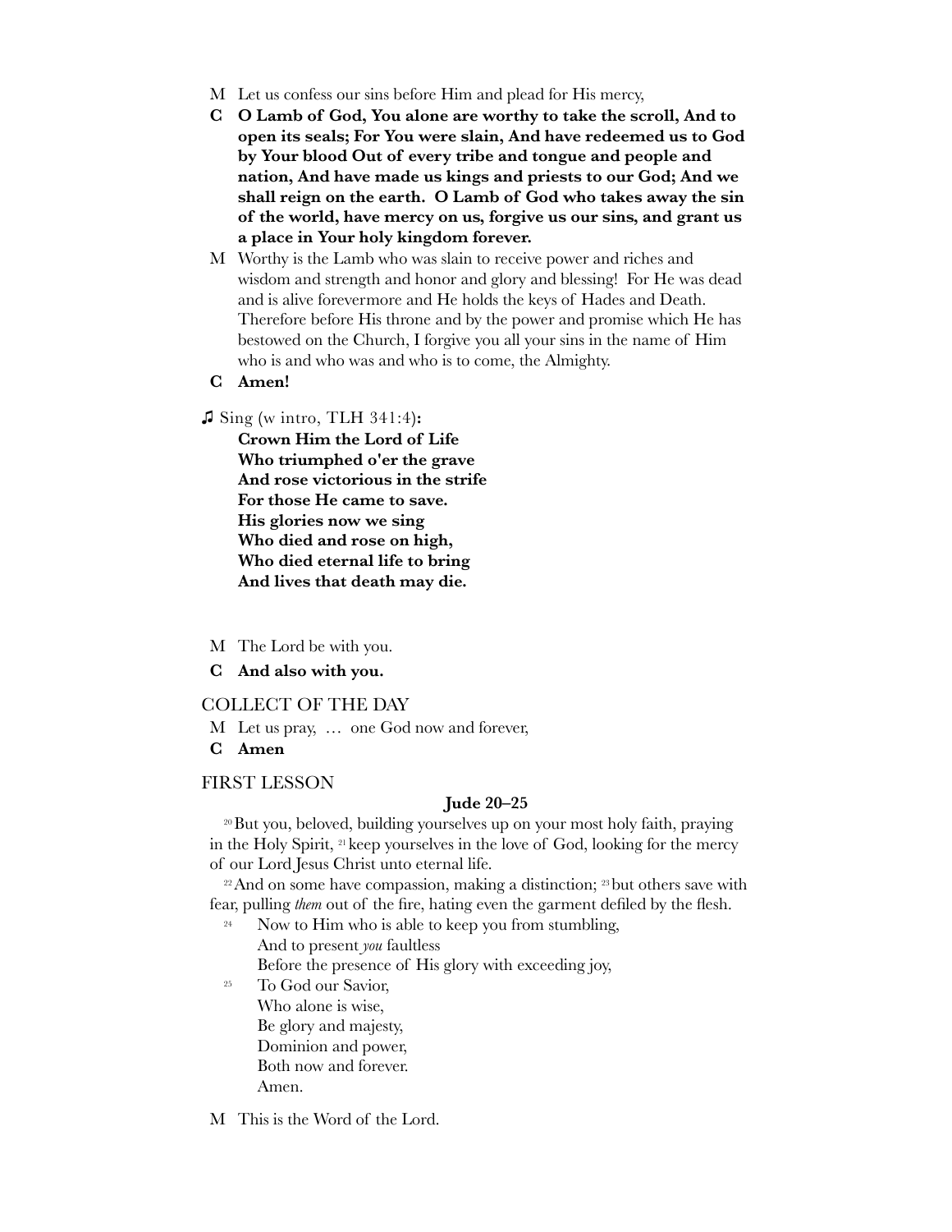M Let us confess our sins before Him and plead for His mercy,

**C O Lamb of God, You alone are worthy to take the scroll, And to open its seals; For You were slain, And have redeemed us to God by Your blood Out of every tribe and tongue and people and nation, And have made us kings and priests to our God; And we shall reign on the earth. O Lamb of God who takes away the sin of the world, have mercy on us, forgive us our sins, and grant us a place in Your holy kingdom forever.**

M Worthy is the Lamb who was slain to receive power and riches and wisdom and strength and honor and glory and blessing! For He was dead and is alive forevermore and He holds the keys of Hades and Death. Therefore before His throne and by the power and promise which He has bestowed on the Church, I forgive you all your sins in the name of Him who is and who was and who is to come, the Almighty.

**C Amen!**

♫ Sing (w intro, TLH 341:4)**:**

**Crown Him the Lord of Life**
**Who triumphed o'er the grave**
**And rose victorious in the strife**
**For those He came to save.**
**His glories now we sing**
**Who died and rose on high,**
**Who died eternal life to bring**
**And lives that death may die.**

M The Lord be with you.

**C And also with you.**

## COLLECT OF THE DAY

M Let us pray, … one God now and forever,

**C Amen**

## FIRST LESSON

**Jude 20–25**

[20] But you, beloved, building yourselves up on your most holy faith, praying in the Holy Spirit, [21] keep yourselves in the love of God, looking for the mercy of our Lord Jesus Christ unto eternal life.

[22] And on some have compassion, making a distinction; [23] but others save with fear, pulling *them* out of the fire, hating even the garment defiled by the flesh.

[24] Now to Him who is able to keep you from stumbling,
And to present *you* faultless
Before the presence of His glory with exceeding joy,

[25] To God our Savior,
Who alone is wise,
Be glory and majesty,
Dominion and power,
Both now and forever.
Amen.

M This is the Word of the Lord.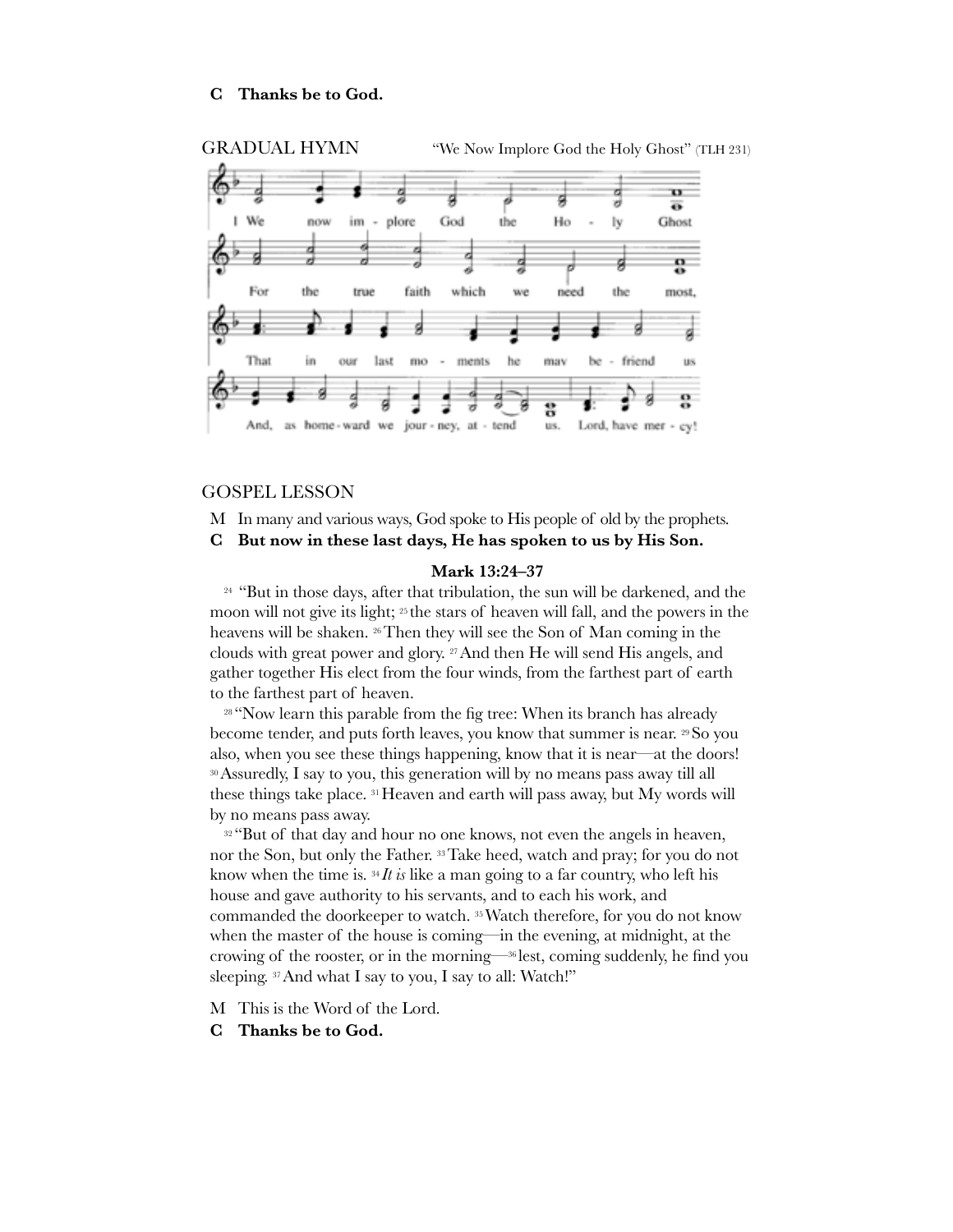**C Thanks be to God.**

GRADUAL HYMN "We Now Implore God the Holy Ghost" (TLH 231)

1 We now implore God the Holy Ghost
For the true faith which we need the most,
That in our last moments he may befriend us
And, as homeward we journey, attend us. Lord, have mercy!

## GOSPEL LESSON

M In many and various ways, God spoke to His people of old by the prophets.

**C But now in these last days, He has spoken to us by His Son.**

**Mark 13:24–37**

24 "But in those days, after that tribulation, the sun will be darkened, and the moon will not give its light; 25 the stars of heaven will fall, and the powers in the heavens will be shaken. 26 Then they will see the Son of Man coming in the clouds with great power and glory. 27 And then He will send His angels, and gather together His elect from the four winds, from the farthest part of earth to the farthest part of heaven.

28 "Now learn this parable from the fig tree: When its branch has already become tender, and puts forth leaves, you know that summer is near. 29 So you also, when you see these things happening, know that it is near—at the doors! 30 Assuredly, I say to you, this generation will by no means pass away till all these things take place. 31 Heaven and earth will pass away, but My words will by no means pass away.

32 "But of that day and hour no one knows, not even the angels in heaven, nor the Son, but only the Father. 33 Take heed, watch and pray; for you do not know when the time is. 34 *It is* like a man going to a far country, who left his house and gave authority to his servants, and to each his work, and commanded the doorkeeper to watch. 35 Watch therefore, for you do not know when the master of the house is coming—in the evening, at midnight, at the crowing of the rooster, or in the morning—36 lest, coming suddenly, he find you sleeping. 37 And what I say to you, I say to all: Watch!"

M This is the Word of the Lord.

**C Thanks be to God.**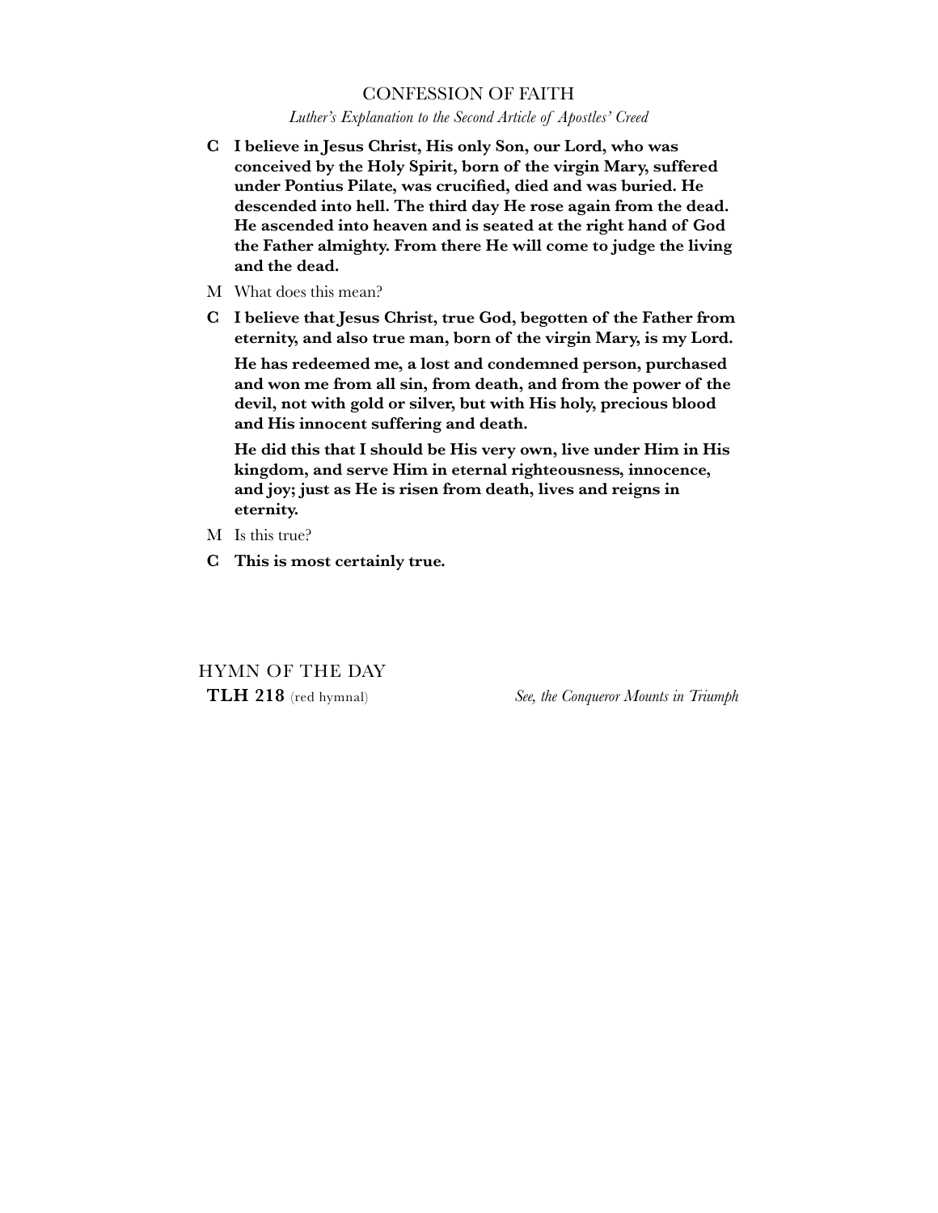## CONFESSION OF FAITH

*Luther's Explanation to the Second Article of Apostles' Creed*

**C I believe in Jesus Christ, His only Son, our Lord, who was conceived by the Holy Spirit, born of the virgin Mary, suffered under Pontius Pilate, was crucified, died and was buried. He descended into hell. The third day He rose again from the dead. He ascended into heaven and is seated at the right hand of God the Father almighty. From there He will come to judge the living and the dead.**

M What does this mean?

**C I believe that Jesus Christ, true God, begotten of the Father from eternity, and also true man, born of the virgin Mary, is my Lord.**

**He has redeemed me, a lost and condemned person, purchased and won me from all sin, from death, and from the power of the devil, not with gold or silver, but with His holy, precious blood and His innocent suffering and death.**

**He did this that I should be His very own, live under Him in His kingdom, and serve Him in eternal righteousness, innocence, and joy; just as He is risen from death, lives and reigns in eternity.**

M Is this true?

**C This is most certainly true.**

## HYMN OF THE DAY

**TLH 218** (red hymnal) *See, the Conqueror Mounts in Triumph*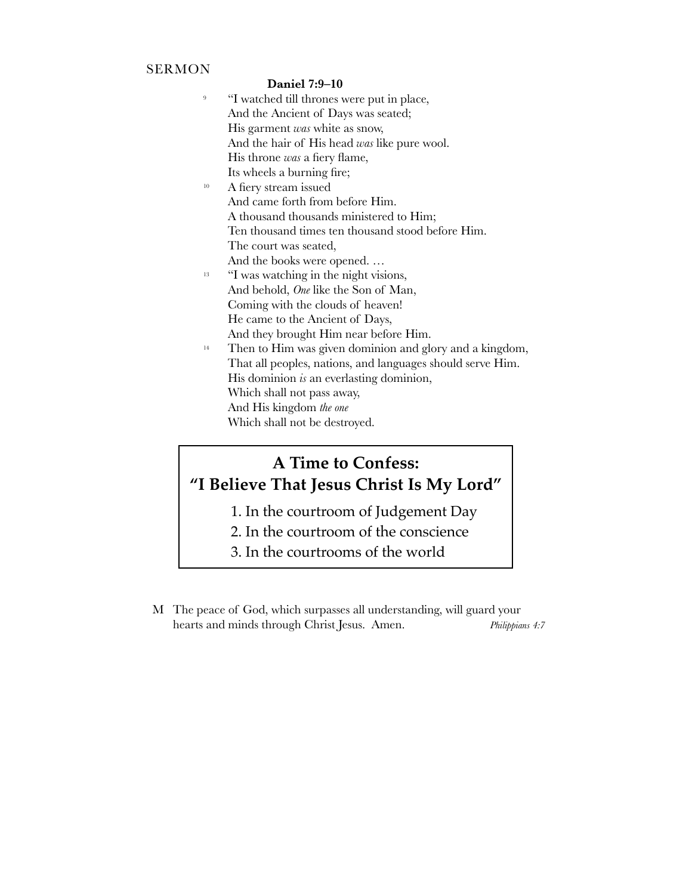SERMON

**Daniel 7:9–10**

[9] "I watched till thrones were put in place,
And the Ancient of Days was seated;
His garment *was* white as snow,
And the hair of His head *was* like pure wool.
His throne *was* a fiery flame,
Its wheels a burning fire;
[10] A fiery stream issued
And came forth from before Him.
A thousand thousands ministered to Him;
Ten thousand times ten thousand stood before Him.
The court was seated,
And the books were opened. …
[13] "I was watching in the night visions,
And behold, *One* like the Son of Man,
Coming with the clouds of heaven!
He came to the Ancient of Days,
And they brought Him near before Him.
[14] Then to Him was given dominion and glory and a kingdom,
That all peoples, nations, and languages should serve Him.
His dominion *is* an everlasting dominion,
Which shall not pass away,
And His kingdom *the one*
Which shall not be destroyed.

## A Time to Confess: "I Believe That Jesus Christ Is My Lord"

1. In the courtroom of Judgement Day
2. In the courtroom of the conscience
3. In the courtrooms of the world

M The peace of God, which surpasses all understanding, will guard your hearts and minds through Christ Jesus. Amen. *Philippians 4:7*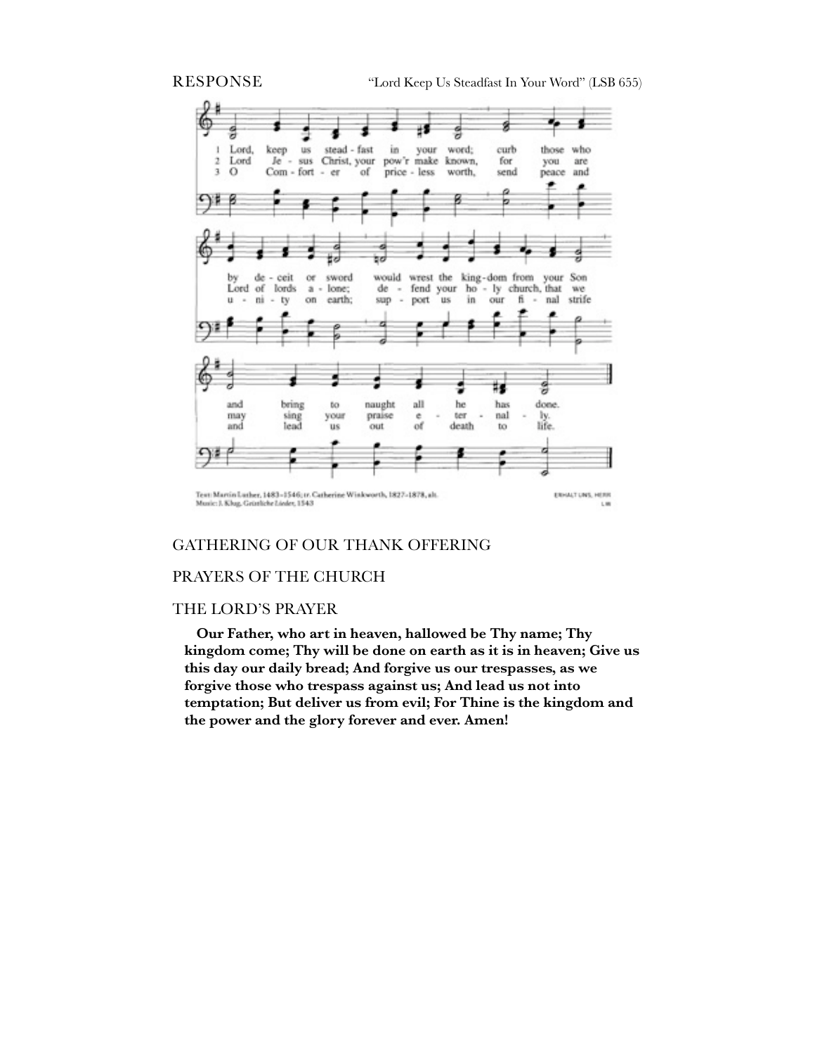RESPONSE "Lord Keep Us Steadfast In Your Word" (LSB 655)

1 Lord, keep us steadfast in your word; curb those who by deceit or sword would wrest the kingdom from your Son and bring to naught all he has done.

2 Lord Jesus Christ, your pow'r make known, for you are Lord of lords alone; defend your holy church, that we may sing your praise eternally.

3 O Comforter of priceless worth, send peace and unity on earth; support us in our final strife and lead us out of death to life.

Text: Martin Luther, 1483–1546; tr. Catherine Winkworth, 1827–1878, alt.
Music: J. Klug, Geistliche Lieder, 1543

ERHALT UNS, HERR
LM

GATHERING OF OUR THANK OFFERING

PRAYERS OF THE CHURCH

THE LORD'S PRAYER

**Our Father, who art in heaven, hallowed be Thy name; Thy kingdom come; Thy will be done on earth as it is in heaven; Give us this day our daily bread; And forgive us our trespasses, as we forgive those who trespass against us; And lead us not into temptation; But deliver us from evil; For Thine is the kingdom and the power and the glory forever and ever. Amen!**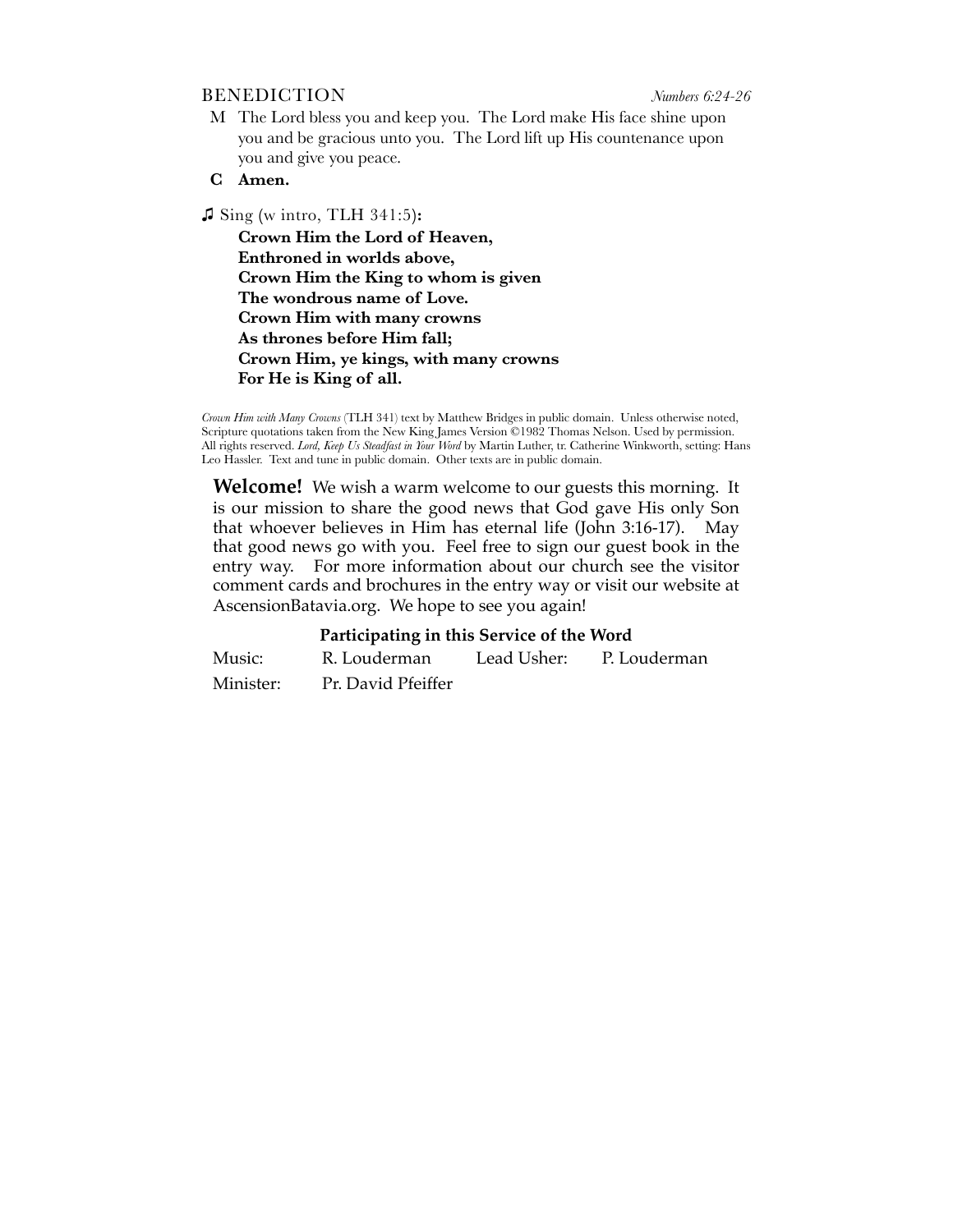## BENEDICTION *Numbers 6:24-26*

**M** The Lord bless you and keep you. The Lord make His face shine upon you and be gracious unto you. The Lord lift up His countenance upon you and give you peace.

**C Amen.**

♫ Sing (w intro, TLH 341:5)**:**

**Crown Him the Lord of Heaven,**
**Enthroned in worlds above,**
**Crown Him the King to whom is given**
**The wondrous name of Love.**
**Crown Him with many crowns**
**As thrones before Him fall;**
**Crown Him, ye kings, with many crowns**
**For He is King of all.**

*Crown Him with Many Crowns* (TLH 341) text by Matthew Bridges in public domain. Unless otherwise noted, Scripture quotations taken from the New King James Version ©1982 Thomas Nelson. Used by permission. All rights reserved. *Lord, Keep Us Steadfast in Your Word* by Martin Luther, tr. Catherine Winkworth, setting: Hans Leo Hassler. Text and tune in public domain. Other texts are in public domain.

**Welcome!** We wish a warm welcome to our guests this morning. It is our mission to share the good news that God gave His only Son that whoever believes in Him has eternal life (John 3:16-17). May that good news go with you. Feel free to sign our guest book in the entry way. For more information about our church see the visitor comment cards and brochures in the entry way or visit our website at AscensionBatavia.org. We hope to see you again!

**Participating in this Service of the Word**

| | | | |
|---|---|---|---|
| Music: | R. Louderman | Lead Usher: | P. Louderman |
| Minister: | Pr. David Pfeiffer | | |